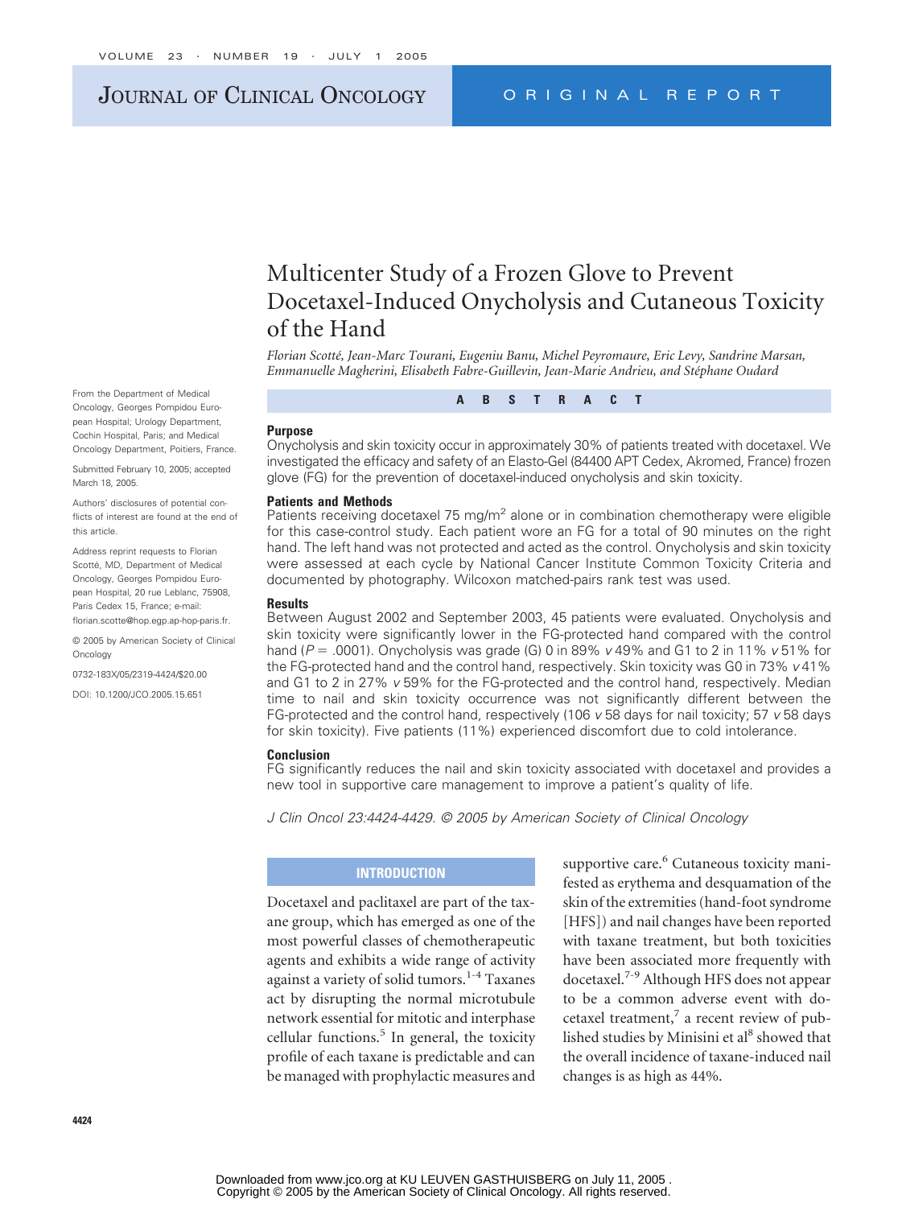# Multicenter Study of a Frozen Glove to Prevent Docetaxel-Induced Onycholysis and Cutaneous Toxicity of the Hand

*Florian Scotté, Jean-Marc Tourani, Eugeniu Banu, Michel Peyromaure, Eric Levy, Sandrine Marsan, Emmanuelle Magherini, Elisabeth Fabre-Guillevin, Jean-Marie Andrieu, and Stéphane Oudard*

From the Department of Medical Oncology, Georges Pompidou European Hospital; Urology Department, Cochin Hospital, Paris; and Medical Oncology Department, Poitiers, France.

Submitted February 10, 2005; accepted March 18, 2005.

Authors' disclosures of potential conflicts of interest are found at the end of this article.

Address reprint requests to Florian Scotté, MD, Department of Medical Oncology, Georges Pompidou European Hospital, 20 rue Leblanc, 75908, Paris Cedex 15, France; e-mail: florian.scotte@hop.egp.ap-hop-paris.fr.

© 2005 by American Society of Clinical Oncology

0732-183X/05/2319-4424/$20.00

DOI: 10.1200/JCO.2005.15.651

## ABSTRACT

### Purpose

Onycholysis and skin toxicity occur in approximately 30% of patients treated with docetaxel. We investigated the efficacy and safety of an Elasto-Gel (84400 APT Cedex, Akromed, France) frozen glove (FG) for the prevention of docetaxel-induced onycholysis and skin toxicity.

### Patients and Methods

Patients receiving docetaxel 75 mg/m$^2$ alone or in combination chemotherapy were eligible for this case-control study. Each patient wore an FG for a total of 90 minutes on the right hand. The left hand was not protected and acted as the control. Onycholysis and skin toxicity were assessed at each cycle by National Cancer Institute Common Toxicity Criteria and documented by photography. Wilcoxon matched-pairs rank test was used.

### Results

Between August 2002 and September 2003, 45 patients were evaluated. Onycholysis and skin toxicity were significantly lower in the FG-protected hand compared with the control hand ($P = .0001$). Onycholysis was grade (G) 0 in 89% *v* 49% and G1 to 2 in 11% *v* 51% for the FG-protected hand and the control hand, respectively. Skin toxicity was G0 in 73% *v* 41% and G1 to 2 in 27% *v* 59% for the FG-protected and the control hand, respectively. Median time to nail and skin toxicity occurrence was not significantly different between the FG-protected and the control hand, respectively (106 *v* 58 days for nail toxicity; 57 *v* 58 days for skin toxicity). Five patients (11%) experienced discomfort due to cold intolerance.

### Conclusion

FG significantly reduces the nail and skin toxicity associated with docetaxel and provides a new tool in supportive care management to improve a patient's quality of life.

*J Clin Oncol 23:4424-4429. © 2005 by American Society of Clinical Oncology*

## INTRODUCTION

Docetaxel and paclitaxel are part of the taxane group, which has emerged as one of the most powerful classes of chemotherapeutic agents and exhibits a wide range of activity against a variety of solid tumors.[1-4] Taxanes act by disrupting the normal microtubule network essential for mitotic and interphase cellular functions.[5] In general, the toxicity profile of each taxane is predictable and can be managed with prophylactic measures and supportive care.[6] Cutaneous toxicity manifested as erythema and desquamation of the skin of the extremities (hand-foot syndrome [HFS]) and nail changes have been reported with taxane treatment, but both toxicities have been associated more frequently with docetaxel.[7-9] Although HFS does not appear to be a common adverse event with docetaxel treatment,[7] a recent review of published studies by Minisini et al[8] showed that the overall incidence of taxane-induced nail changes is as high as 44%.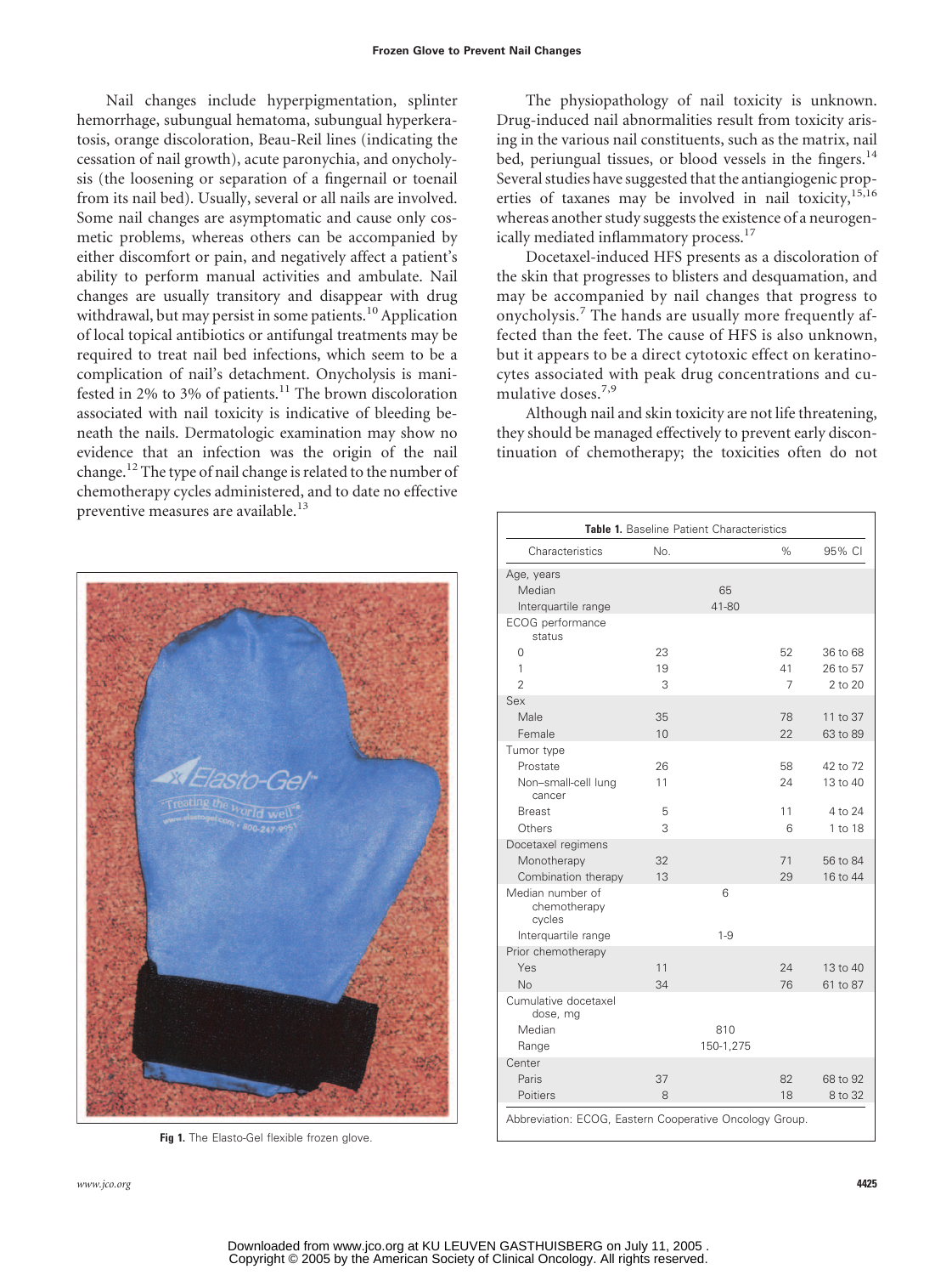Nail changes include hyperpigmentation, splinter hemorrhage, subungual hematoma, subungual hyperkeratosis, orange discoloration, Beau-Reil lines (indicating the cessation of nail growth), acute paronychia, and onycholysis (the loosening or separation of a fingernail or toenail from its nail bed). Usually, several or all nails are involved. Some nail changes are asymptomatic and cause only cosmetic problems, whereas others can be accompanied by either discomfort or pain, and negatively affect a patient's ability to perform manual activities and ambulate. Nail changes are usually transitory and disappear with drug withdrawal, but may persist in some patients.[10] Application of local topical antibiotics or antifungal treatments may be required to treat nail bed infections, which seem to be a complication of nail's detachment. Onycholysis is manifested in 2% to 3% of patients.[11] The brown discoloration associated with nail toxicity is indicative of bleeding beneath the nails. Dermatologic examination may show no evidence that an infection was the origin of the nail change.[12] The type of nail change is related to the number of chemotherapy cycles administered, and to date no effective preventive measures are available.[13]

Fig 1. The Elasto-Gel flexible frozen glove.

The physiopathology of nail toxicity is unknown. Drug-induced nail abnormalities result from toxicity arising in the various nail constituents, such as the matrix, nail bed, periungual tissues, or blood vessels in the fingers.[14] Several studies have suggested that the antiangiogenic properties of taxanes may be involved in nail toxicity,[15,16] whereas another study suggests the existence of a neurogenically mediated inflammatory process.[17]

Docetaxel-induced HFS presents as a discoloration of the skin that progresses to blisters and desquamation, and may be accompanied by nail changes that progress to onycholysis.[7] The hands are usually more frequently affected than the feet. The cause of HFS is also unknown, but it appears to be a direct cytotoxic effect on keratinocytes associated with peak drug concentrations and cumulative doses.[7,9]

Although nail and skin toxicity are not life threatening, they should be managed effectively to prevent early discontinuation of chemotherapy; the toxicities often do not

**Table 1.** Baseline Patient Characteristics

| Characteristics | No. | % | 95% CI |
|---|---|---|---|
| Age, years | | | |
| Median | 65 | | |
| Interquartile range | 41-80 | | |
| ECOG performance status | | | |
| 0 | 23 | 52 | 36 to 68 |
| 1 | 19 | 41 | 26 to 57 |
| 2 | 3 | 7 | 2 to 20 |
| Sex | | | |
| Male | 35 | 78 | 11 to 37 |
| Female | 10 | 22 | 63 to 89 |
| Tumor type | | | |
| Prostate | 26 | 58 | 42 to 72 |
| Non–small-cell lung cancer | 11 | 24 | 13 to 40 |
| Breast | 5 | 11 | 4 to 24 |
| Others | 3 | 6 | 1 to 18 |
| Docetaxel regimens | | | |
| Monotherapy | 32 | 71 | 56 to 84 |
| Combination therapy | 13 | 29 | 16 to 44 |
| Median number of chemotherapy cycles | 6 | | |
| Interquartile range | 1-9 | | |
| Prior chemotherapy | | | |
| Yes | 11 | 24 | 13 to 40 |
| No | 34 | 76 | 61 to 87 |
| Cumulative docetaxel dose, mg | | | |
| Median | 810 | | |
| Range | 150-1,275 | | |
| Center | | | |
| Paris | 37 | 82 | 68 to 92 |
| Poitiers | 8 | 18 | 8 to 32 |

Abbreviation: ECOG, Eastern Cooperative Oncology Group.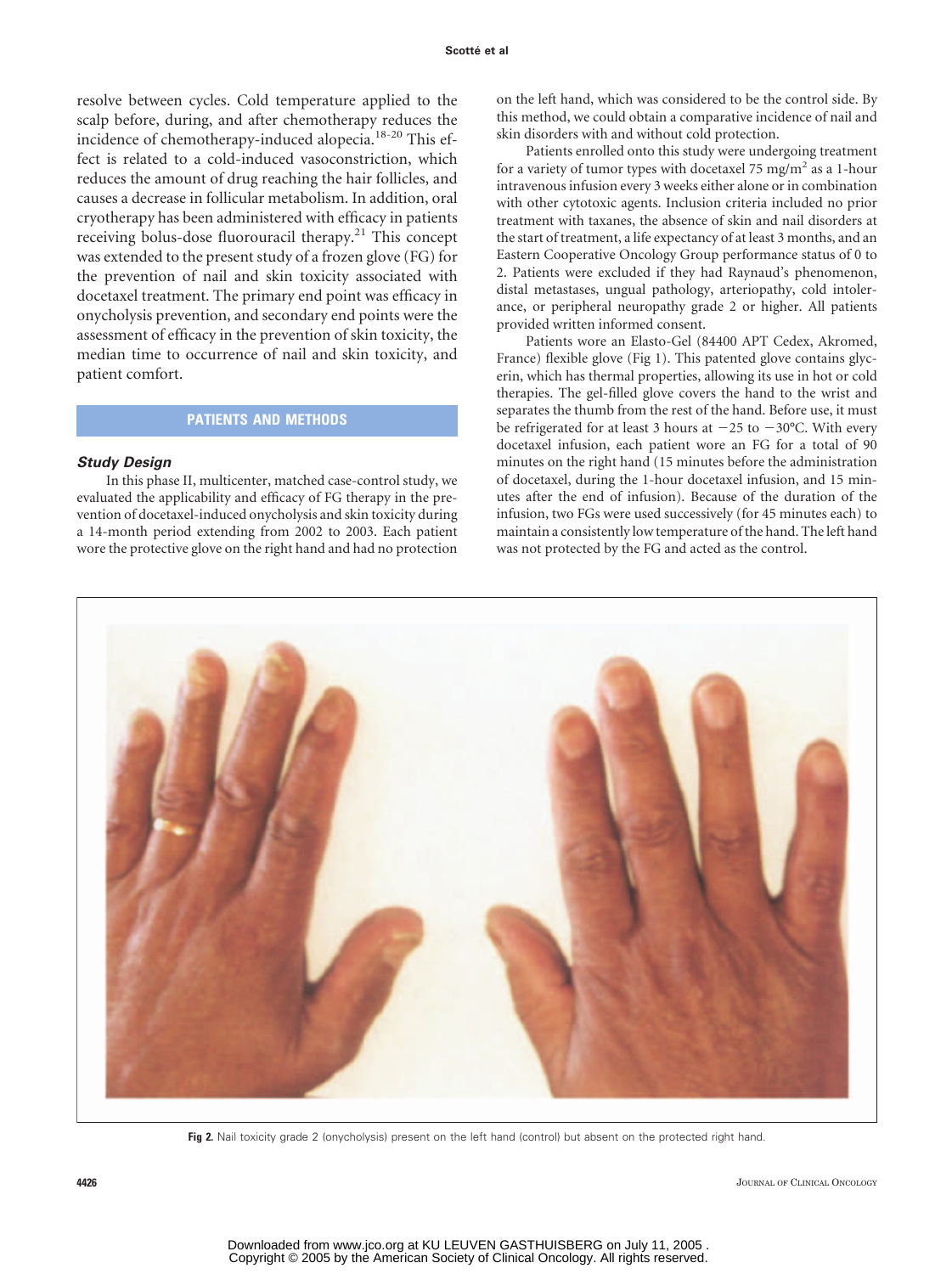resolve between cycles. Cold temperature applied to the scalp before, during, and after chemotherapy reduces the incidence of chemotherapy-induced alopecia.[18-20] This effect is related to a cold-induced vasoconstriction, which reduces the amount of drug reaching the hair follicles, and causes a decrease in follicular metabolism. In addition, oral cryotherapy has been administered with efficacy in patients receiving bolus-dose fluorouracil therapy.[21] This concept was extended to the present study of a frozen glove (FG) for the prevention of nail and skin toxicity associated with docetaxel treatment. The primary end point was efficacy in onycholysis prevention, and secondary end points were the assessment of efficacy in the prevention of skin toxicity, the median time to occurrence of nail and skin toxicity, and patient comfort.

## PATIENTS AND METHODS

### *Study Design*

In this phase II, multicenter, matched case-control study, we evaluated the applicability and efficacy of FG therapy in the prevention of docetaxel-induced onycholysis and skin toxicity during a 14-month period extending from 2002 to 2003. Each patient wore the protective glove on the right hand and had no protection on the left hand, which was considered to be the control side. By this method, we could obtain a comparative incidence of nail and skin disorders with and without cold protection.

Patients enrolled onto this study were undergoing treatment for a variety of tumor types with docetaxel 75 mg/m$^2$ as a 1-hour intravenous infusion every 3 weeks either alone or in combination with other cytotoxic agents. Inclusion criteria included no prior treatment with taxanes, the absence of skin and nail disorders at the start of treatment, a life expectancy of at least 3 months, and an Eastern Cooperative Oncology Group performance status of 0 to 2. Patients were excluded if they had Raynaud's phenomenon, distal metastases, ungual pathology, arteriopathy, cold intolerance, or peripheral neuropathy grade 2 or higher. All patients provided written informed consent.

Patients wore an Elasto-Gel (84400 APT Cedex, Akromed, France) flexible glove (Fig 1). This patented glove contains glycerin, which has thermal properties, allowing its use in hot or cold therapies. The gel-filled glove covers the hand to the wrist and separates the thumb from the rest of the hand. Before use, it must be refrigerated for at least 3 hours at −25 to −30°C. With every docetaxel infusion, each patient wore an FG for a total of 90 minutes on the right hand (15 minutes before the administration of docetaxel, during the 1-hour docetaxel infusion, and 15 minutes after the end of infusion). Because of the duration of the infusion, two FGs were used successively (for 45 minutes each) to maintain a consistently low temperature of the hand. The left hand was not protected by the FG and acted as the control.

**Fig 2.** Nail toxicity grade 2 (onycholysis) present on the left hand (control) but absent on the protected right hand.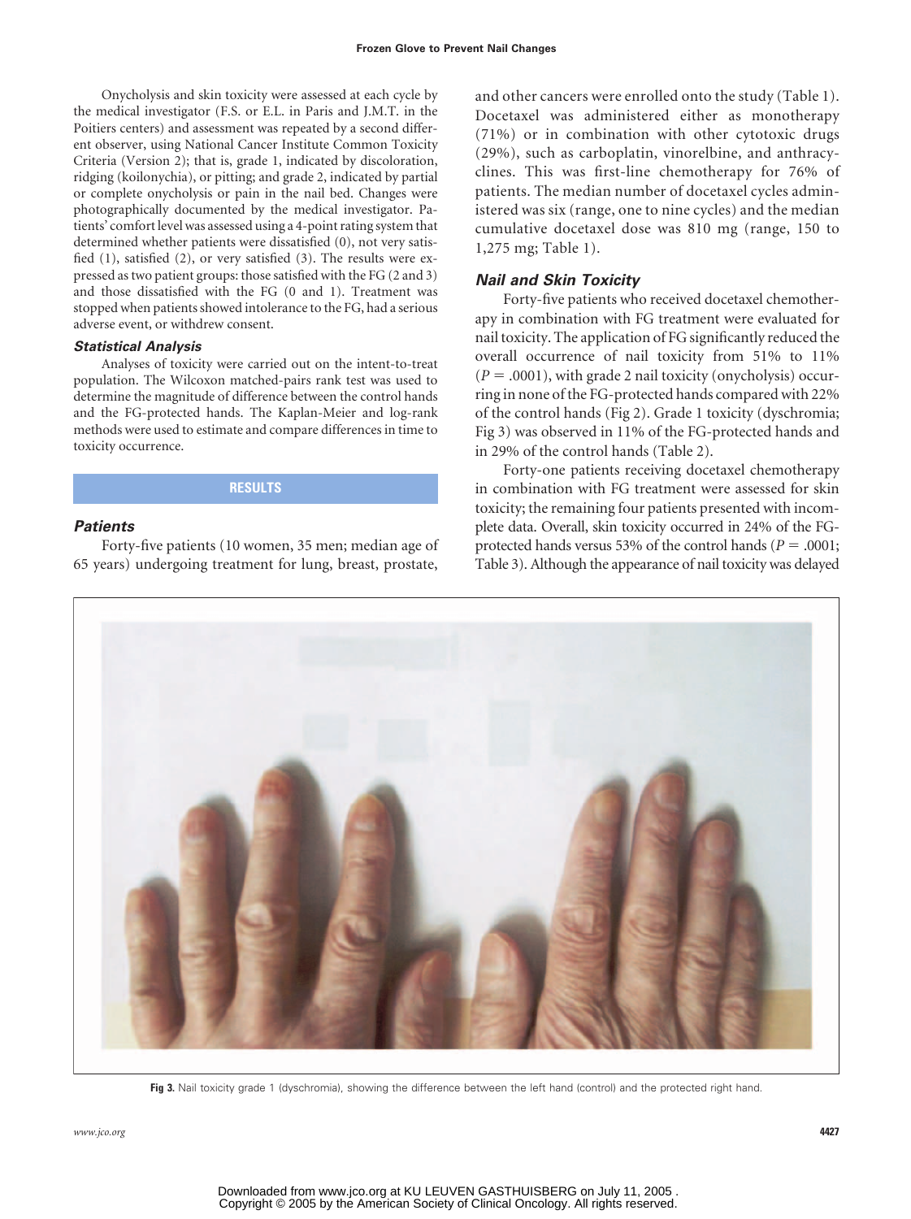Onycholysis and skin toxicity were assessed at each cycle by the medical investigator (F.S. or E.L. in Paris and J.M.T. in the Poitiers centers) and assessment was repeated by a second different observer, using National Cancer Institute Common Toxicity Criteria (Version 2); that is, grade 1, indicated by discoloration, ridging (koilonychia), or pitting; and grade 2, indicated by partial or complete onycholysis or pain in the nail bed. Changes were photographically documented by the medical investigator. Patients' comfort level was assessed using a 4-point rating system that determined whether patients were dissatisfied (0), not very satisfied (1), satisfied (2), or very satisfied (3). The results were expressed as two patient groups: those satisfied with the FG (2 and 3) and those dissatisfied with the FG (0 and 1). Treatment was stopped when patients showed intolerance to the FG, had a serious adverse event, or withdrew consent.

### Statistical Analysis

Analyses of toxicity were carried out on the intent-to-treat population. The Wilcoxon matched-pairs rank test was used to determine the magnitude of difference between the control hands and the FG-protected hands. The Kaplan-Meier and log-rank methods were used to estimate and compare differences in time to toxicity occurrence.

## RESULTS

### Patients

Forty-five patients (10 women, 35 men; median age of 65 years) undergoing treatment for lung, breast, prostate, and other cancers were enrolled onto the study (Table 1). Docetaxel was administered either as monotherapy (71%) or in combination with other cytotoxic drugs (29%), such as carboplatin, vinorelbine, and anthracyclines. This was first-line chemotherapy for 76% of patients. The median number of docetaxel cycles administered was six (range, one to nine cycles) and the median cumulative docetaxel dose was 810 mg (range, 150 to 1,275 mg; Table 1).

### Nail and Skin Toxicity

Forty-five patients who received docetaxel chemotherapy in combination with FG treatment were evaluated for nail toxicity. The application of FG significantly reduced the overall occurrence of nail toxicity from 51% to 11% ($P = .0001$), with grade 2 nail toxicity (onycholysis) occurring in none of the FG-protected hands compared with 22% of the control hands (Fig 2). Grade 1 toxicity (dyschromia; Fig 3) was observed in 11% of the FG-protected hands and in 29% of the control hands (Table 2).

Forty-one patients receiving docetaxel chemotherapy in combination with FG treatment were assessed for skin toxicity; the remaining four patients presented with incomplete data. Overall, skin toxicity occurred in 24% of the FG-protected hands versus 53% of the control hands ($P = .0001$; Table 3). Although the appearance of nail toxicity was delayed

**Fig 3.** Nail toxicity grade 1 (dyschromia), showing the difference between the left hand (control) and the protected right hand.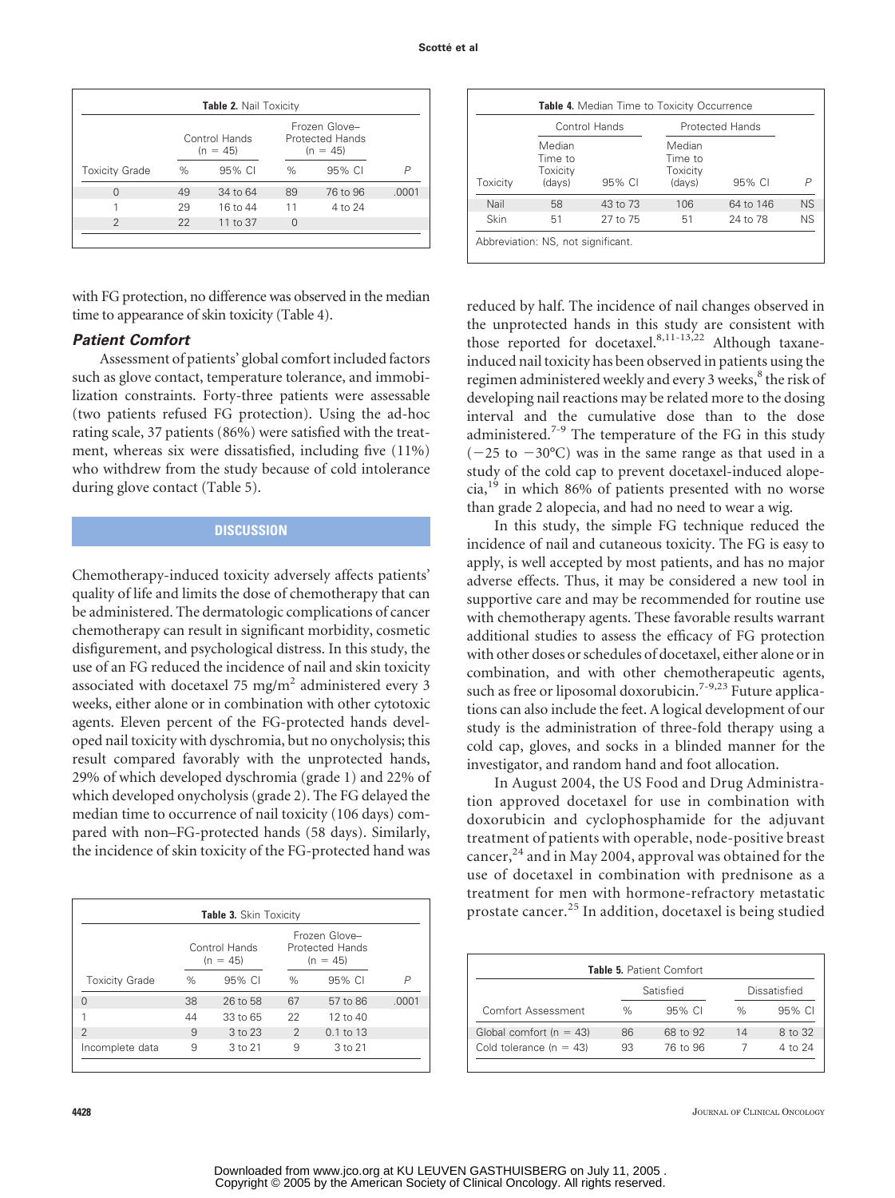**Table 2.** Nail Toxicity

| Toxicity Grade | Control Hands (n = 45) | | Frozen Glove–Protected Hands (n = 45) | | |
|---|---|---|---|---|---|
| | % | 95% CI | % | 95% CI | P |
| 0 | 49 | 34 to 64 | 89 | 76 to 96 | .0001 |
| 1 | 29 | 16 to 44 | 11 | 4 to 24 | |
| 2 | 22 | 11 to 37 | 0 | | |

with FG protection, no difference was observed in the median time to appearance of skin toxicity (Table 4).

### *Patient Comfort*

Assessment of patients' global comfort included factors such as glove contact, temperature tolerance, and immobilization constraints. Forty-three patients were assessable (two patients refused FG protection). Using the ad-hoc rating scale, 37 patients (86%) were satisfied with the treatment, whereas six were dissatisfied, including five (11%) who withdrew from the study because of cold intolerance during glove contact (Table 5).

## DISCUSSION

Chemotherapy-induced toxicity adversely affects patients' quality of life and limits the dose of chemotherapy that can be administered. The dermatologic complications of cancer chemotherapy can result in significant morbidity, cosmetic disfigurement, and psychological distress. In this study, the use of an FG reduced the incidence of nail and skin toxicity associated with docetaxel 75 mg/m$^2$ administered every 3 weeks, either alone or in combination with other cytotoxic agents. Eleven percent of the FG-protected hands developed nail toxicity with dyschromia, but no onycholysis; this result compared favorably with the unprotected hands, 29% of which developed dyschromia (grade 1) and 22% of which developed onycholysis (grade 2). The FG delayed the median time to occurrence of nail toxicity (106 days) compared with non–FG-protected hands (58 days). Similarly, the incidence of skin toxicity of the FG-protected hand was reduced by half. The incidence of nail changes observed in the unprotected hands in this study are consistent with those reported for docetaxel.[8,11-13,22] Although taxane-induced nail toxicity has been observed in patients using the regimen administered weekly and every 3 weeks,[8] the risk of developing nail reactions may be related more to the dosing interval and the cumulative dose than to the dose administered.[7-9] The temperature of the FG in this study (−25 to −30°C) was in the same range as that used in a study of the cold cap to prevent docetaxel-induced alopecia,[19] in which 86% of patients presented with no worse than grade 2 alopecia, and had no need to wear a wig.

In this study, the simple FG technique reduced the incidence of nail and cutaneous toxicity. The FG is easy to apply, is well accepted by most patients, and has no major adverse effects. Thus, it may be considered a new tool in supportive care and may be recommended for routine use with chemotherapy agents. These favorable results warrant additional studies to assess the efficacy of FG protection with other doses or schedules of docetaxel, either alone or in combination, and with other chemotherapeutic agents, such as free or liposomal doxorubicin.[7-9,23] Future applications can also include the feet. A logical development of our study is the administration of three-fold therapy using a cold cap, gloves, and socks in a blinded manner for the investigator, and random hand and foot allocation.

In August 2004, the US Food and Drug Administration approved docetaxel for use in combination with doxorubicin and cyclophosphamide for the adjuvant treatment of patients with operable, node-positive breast cancer,[24] and in May 2004, approval was obtained for the use of docetaxel in combination with prednisone as a treatment for men with hormone-refractory metastatic prostate cancer.[25] In addition, docetaxel is being studied

**Table 3.** Skin Toxicity

| Toxicity Grade | Control Hands (n = 45) | | Frozen Glove–Protected Hands (n = 45) | | |
|---|---|---|---|---|---|
| | % | 95% CI | % | 95% CI | P |
| 0 | 38 | 26 to 58 | 67 | 57 to 86 | .0001 |
| 1 | 44 | 33 to 65 | 22 | 12 to 40 | |
| 2 | 9 | 3 to 23 | 2 | 0.1 to 13 | |
| Incomplete data | 9 | 3 to 21 | 9 | 3 to 21 | |

**Table 4.** Median Time to Toxicity Occurrence

| Toxicity | Control Hands | | Protected Hands | | |
|---|---|---|---|---|---|
| | Median Time to Toxicity (days) | 95% CI | Median Time to Toxicity (days) | 95% CI | P |
| Nail | 58 | 43 to 73 | 106 | 64 to 146 | NS |
| Skin | 51 | 27 to 75 | 51 | 24 to 78 | NS |

Abbreviation: NS, not significant.

**Table 5.** Patient Comfort

| Comfort Assessment | Satisfied | | Dissatisfied | |
|---|---|---|---|---|
| | % | 95% CI | % | 95% CI |
| Global comfort (n = 43) | 86 | 68 to 92 | 14 | 8 to 32 |
| Cold tolerance (n = 43) | 93 | 76 to 96 | 7 | 4 to 24 |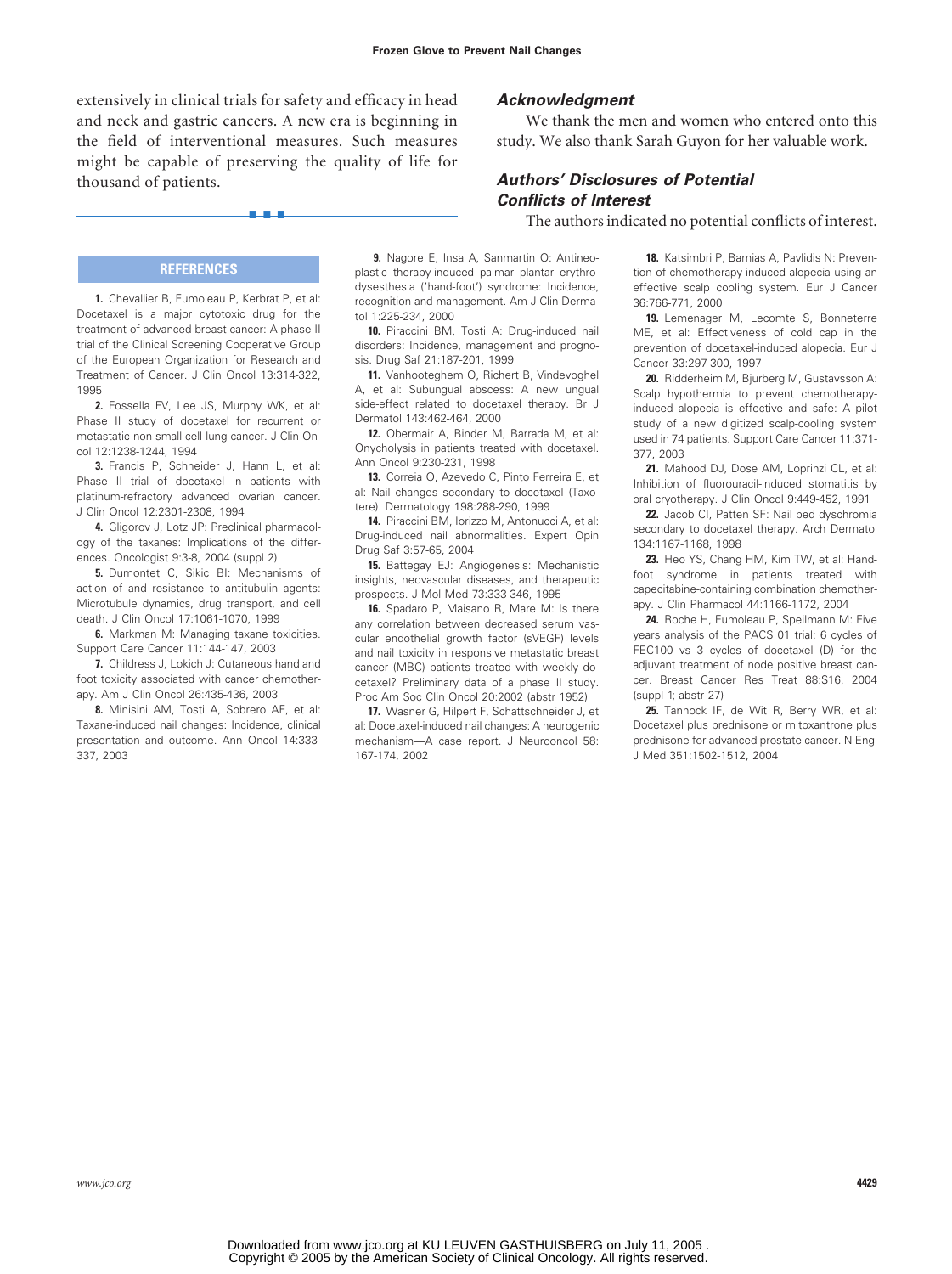extensively in clinical trials for safety and efficacy in head and neck and gastric cancers. A new era is beginning in the field of interventional measures. Such measures might be capable of preserving the quality of life for thousand of patients.

## *Acknowledgment*

We thank the men and women who entered onto this study. We also thank Sarah Guyon for her valuable work.

## *Authors' Disclosures of Potential Conflicts of Interest*

The authors indicated no potential conflicts of interest.

## REFERENCES

**1.** Chevallier B, Fumoleau P, Kerbrat P, et al: Docetaxel is a major cytotoxic drug for the treatment of advanced breast cancer: A phase II trial of the Clinical Screening Cooperative Group of the European Organization for Research and Treatment of Cancer. J Clin Oncol 13:314-322, 1995

**2.** Fossella FV, Lee JS, Murphy WK, et al: Phase II study of docetaxel for recurrent or metastatic non-small-cell lung cancer. J Clin Oncol 12:1238-1244, 1994

**3.** Francis P, Schneider J, Hann L, et al: Phase II trial of docetaxel in patients with platinum-refractory advanced ovarian cancer. J Clin Oncol 12:2301-2308, 1994

**4.** Gligorov J, Lotz JP: Preclinical pharmacology of the taxanes: Implications of the differences. Oncologist 9:3-8, 2004 (suppl 2)

**5.** Dumontet C, Sikic BI: Mechanisms of action of and resistance to antitubulin agents: Microtubule dynamics, drug transport, and cell death. J Clin Oncol 17:1061-1070, 1999

**6.** Markman M: Managing taxane toxicities. Support Care Cancer 11:144-147, 2003

**7.** Childress J, Lokich J: Cutaneous hand and foot toxicity associated with cancer chemotherapy. Am J Clin Oncol 26:435-436, 2003

**8.** Minisini AM, Tosti A, Sobrero AF, et al: Taxane-induced nail changes: Incidence, clinical presentation and outcome. Ann Oncol 14:333-337, 2003

**9.** Nagore E, Insa A, Sanmartin O: Antineoplastic therapy-induced palmar plantar erythrodysesthesia ('hand-foot') syndrome: Incidence, recognition and management. Am J Clin Dermatol 1:225-234, 2000

**10.** Piraccini BM, Tosti A: Drug-induced nail disorders: Incidence, management and prognosis. Drug Saf 21:187-201, 1999

**11.** Vanhooteghem O, Richert B, Vindevoghel A, et al: Subungual abscess: A new ungual side-effect related to docetaxel therapy. Br J Dermatol 143:462-464, 2000

**12.** Obermair A, Binder M, Barrada M, et al: Onycholysis in patients treated with docetaxel. Ann Oncol 9:230-231, 1998

**13.** Correia O, Azevedo C, Pinto Ferreira E, et al: Nail changes secondary to docetaxel (Taxotere). Dermatology 198:288-290, 1999

**14.** Piraccini BM, Iorizzo M, Antonucci A, et al: Drug-induced nail abnormalities. Expert Opin Drug Saf 3:57-65, 2004

**15.** Battegay EJ: Angiogenesis: Mechanistic insights, neovascular diseases, and therapeutic prospects. J Mol Med 73:333-346, 1995

**16.** Spadaro P, Maisano R, Mare M: Is there any correlation between decreased serum vascular endothelial growth factor (sVEGF) levels and nail toxicity in responsive metastatic breast cancer (MBC) patients treated with weekly docetaxel? Preliminary data of a phase II study. Proc Am Soc Clin Oncol 20:2002 (abstr 1952)

**17.** Wasner G, Hilpert F, Schattschneider J, et al: Docetaxel-induced nail changes: A neurogenic mechanism—A case report. J Neurooncol 58:167-174, 2002

**18.** Katsimbri P, Bamias A, Pavlidis N: Prevention of chemotherapy-induced alopecia using an effective scalp cooling system. Eur J Cancer 36:766-771, 2000

**19.** Lemenager M, Lecomte S, Bonneterre ME, et al: Effectiveness of cold cap in the prevention of docetaxel-induced alopecia. Eur J Cancer 33:297-300, 1997

**20.** Ridderheim M, Bjurberg M, Gustavsson A: Scalp hypothermia to prevent chemotherapy-induced alopecia is effective and safe: A pilot study of a new digitized scalp-cooling system used in 74 patients. Support Care Cancer 11:371-377, 2003

**21.** Mahood DJ, Dose AM, Loprinzi CL, et al: Inhibition of fluorouracil-induced stomatitis by oral cryotherapy. J Clin Oncol 9:449-452, 1991

**22.** Jacob CI, Patten SF: Nail bed dyschromia secondary to docetaxel therapy. Arch Dermatol 134:1167-1168, 1998

**23.** Heo YS, Chang HM, Kim TW, et al: Hand-foot syndrome in patients treated with capecitabine-containing combination chemotherapy. J Clin Pharmacol 44:1166-1172, 2004

**24.** Roche H, Fumoleau P, Speilmann M: Five years analysis of the PACS 01 trial: 6 cycles of FEC100 vs 3 cycles of docetaxel (D) for the adjuvant treatment of node positive breast cancer. Breast Cancer Res Treat 88:S16, 2004 (suppl 1; abstr 27)

**25.** Tannock IF, de Wit R, Berry WR, et al: Docetaxel plus prednisone or mitoxantrone plus prednisone for advanced prostate cancer. N Engl J Med 351:1502-1512, 2004